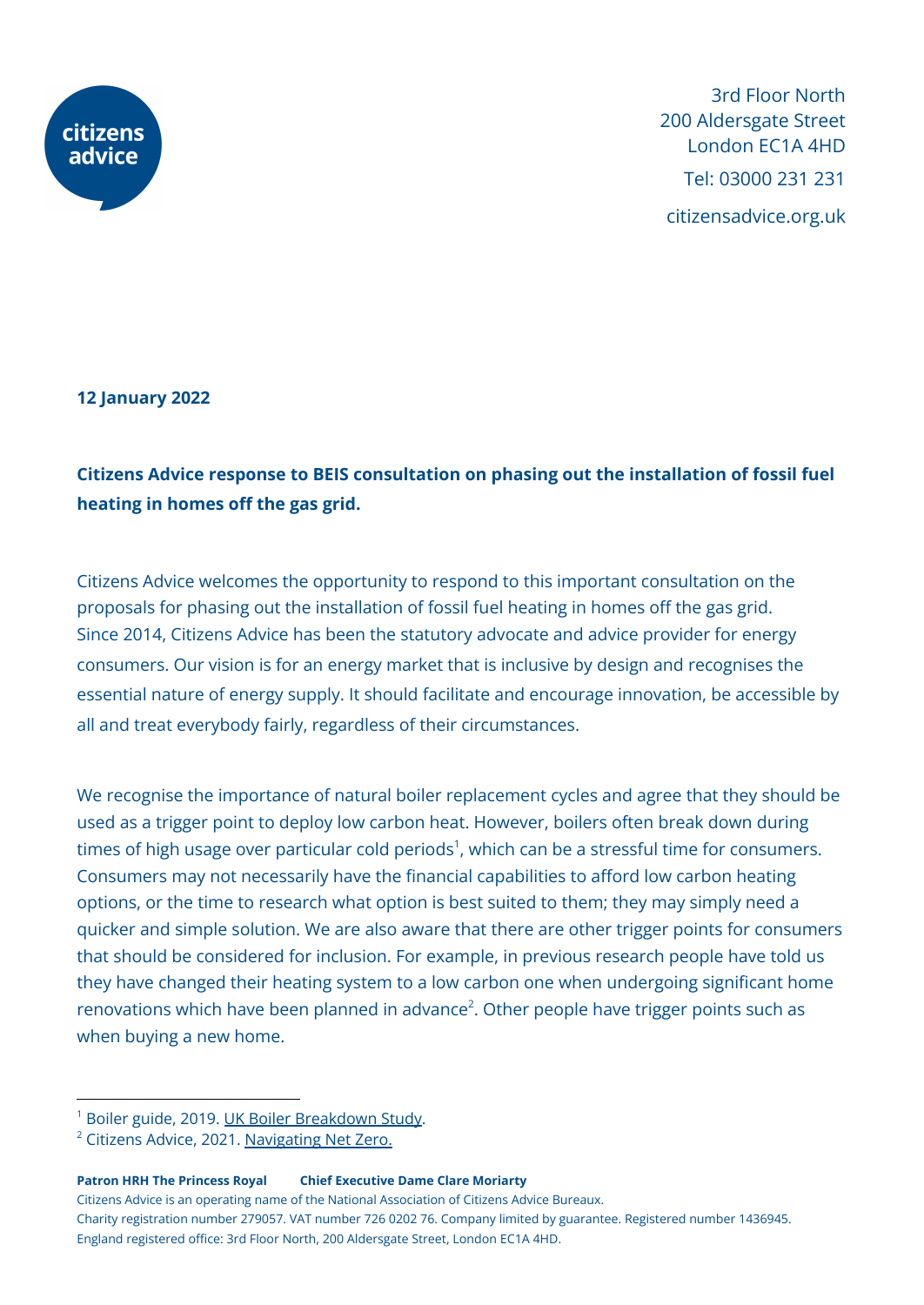3rd Floor North
200 Aldersgate Street
London EC1A 4HD
Tel: 03000 231 231
citizensadvice.org.uk

**12 January 2022**

**Citizens Advice response to BEIS consultation on phasing out the installation of fossil fuel heating in homes off the gas grid.**

Citizens Advice welcomes the opportunity to respond to this important consultation on the proposals for phasing out the installation of fossil fuel heating in homes off the gas grid. Since 2014, Citizens Advice has been the statutory advocate and advice provider for energy consumers. Our vision is for an energy market that is inclusive by design and recognises the essential nature of energy supply. It should facilitate and encourage innovation, be accessible by all and treat everybody fairly, regardless of their circumstances.

We recognise the importance of natural boiler replacement cycles and agree that they should be used as a trigger point to deploy low carbon heat. However, boilers often break down during times of high usage over particular cold periods[1], which can be a stressful time for consumers. Consumers may not necessarily have the financial capabilities to afford low carbon heating options, or the time to research what option is best suited to them; they may simply need a quicker and simple solution. We are also aware that there are other trigger points for consumers that should be considered for inclusion. For example, in previous research people have told us they have changed their heating system to a low carbon one when undergoing significant home renovations which have been planned in advance[2]. Other people have trigger points such as when buying a new home.

[1] Boiler guide, 2019. UK Boiler Breakdown Study.

[2] Citizens Advice, 2021. Navigating Net Zero.

**Patron HRH The Princess Royal** **Chief Executive Dame Clare Moriarty**

Citizens Advice is an operating name of the National Association of Citizens Advice Bureaux.
Charity registration number 279057. VAT number 726 0202 76. Company limited by guarantee. Registered number 1436945.
England registered office: 3rd Floor North, 200 Aldersgate Street, London EC1A 4HD.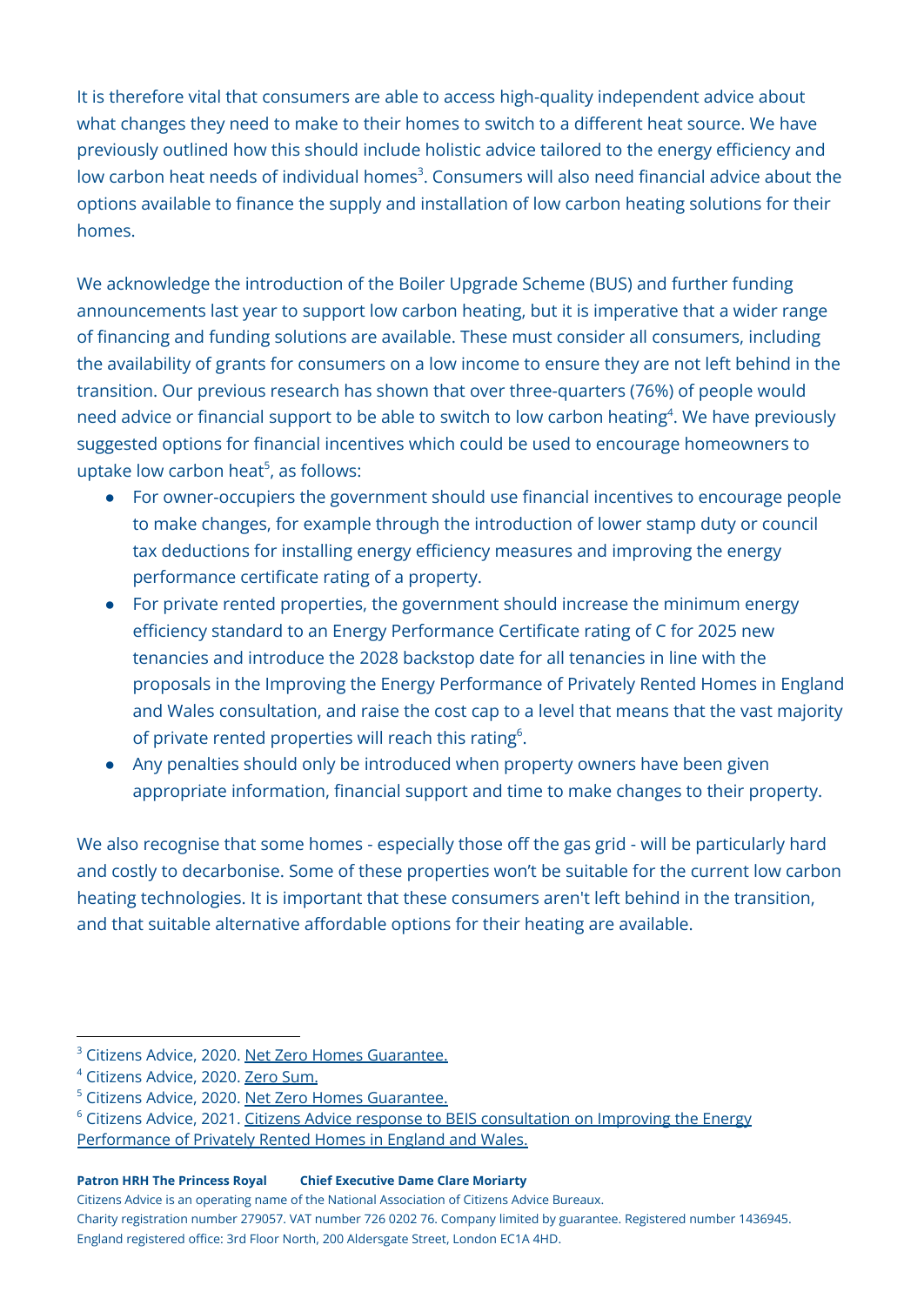It is therefore vital that consumers are able to access high-quality independent advice about what changes they need to make to their homes to switch to a different heat source. We have previously outlined how this should include holistic advice tailored to the energy efficiency and low carbon heat needs of individual homes[3]. Consumers will also need financial advice about the options available to finance the supply and installation of low carbon heating solutions for their homes.

We acknowledge the introduction of the Boiler Upgrade Scheme (BUS) and further funding announcements last year to support low carbon heating, but it is imperative that a wider range of financing and funding solutions are available. These must consider all consumers, including the availability of grants for consumers on a low income to ensure they are not left behind in the transition. Our previous research has shown that over three-quarters (76%) of people would need advice or financial support to be able to switch to low carbon heating[4]. We have previously suggested options for financial incentives which could be used to encourage homeowners to uptake low carbon heat[5], as follows:

- For owner-occupiers the government should use financial incentives to encourage people to make changes, for example through the introduction of lower stamp duty or council tax deductions for installing energy efficiency measures and improving the energy performance certificate rating of a property.
- For private rented properties, the government should increase the minimum energy efficiency standard to an Energy Performance Certificate rating of C for 2025 new tenancies and introduce the 2028 backstop date for all tenancies in line with the proposals in the Improving the Energy Performance of Privately Rented Homes in England and Wales consultation, and raise the cost cap to a level that means that the vast majority of private rented properties will reach this rating[6].
- Any penalties should only be introduced when property owners have been given appropriate information, financial support and time to make changes to their property.

We also recognise that some homes - especially those off the gas grid - will be particularly hard and costly to decarbonise. Some of these properties won't be suitable for the current low carbon heating technologies. It is important that these consumers aren't left behind in the transition, and that suitable alternative affordable options for their heating are available.

---

[3] Citizens Advice, 2020. Net Zero Homes Guarantee.

[4] Citizens Advice, 2020. Zero Sum.

[5] Citizens Advice, 2020. Net Zero Homes Guarantee.

[6] Citizens Advice, 2021. Citizens Advice response to BEIS consultation on Improving the Energy Performance of Privately Rented Homes in England and Wales.

**Patron HRH The Princess Royal** **Chief Executive Dame Clare Moriarty**

Citizens Advice is an operating name of the National Association of Citizens Advice Bureaux.
Charity registration number 279057. VAT number 726 0202 76. Company limited by guarantee. Registered number 1436945.
England registered office: 3rd Floor North, 200 Aldersgate Street, London EC1A 4HD.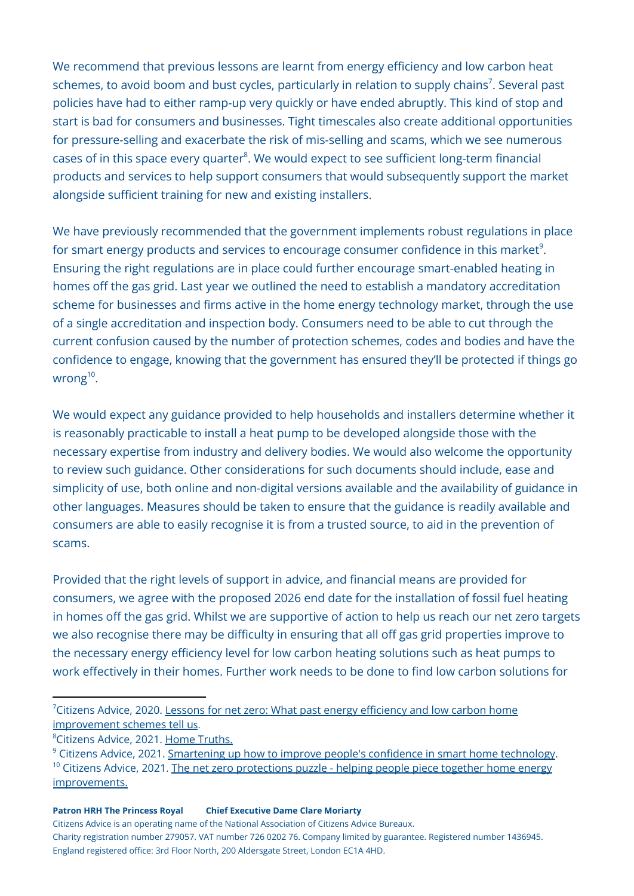We recommend that previous lessons are learnt from energy efficiency and low carbon heat schemes, to avoid boom and bust cycles, particularly in relation to supply chains[7]. Several past policies have had to either ramp-up very quickly or have ended abruptly. This kind of stop and start is bad for consumers and businesses. Tight timescales also create additional opportunities for pressure-selling and exacerbate the risk of mis-selling and scams, which we see numerous cases of in this space every quarter[8]. We would expect to see sufficient long-term financial products and services to help support consumers that would subsequently support the market alongside sufficient training for new and existing installers.

We have previously recommended that the government implements robust regulations in place for smart energy products and services to encourage consumer confidence in this market[9]. Ensuring the right regulations are in place could further encourage smart-enabled heating in homes off the gas grid. Last year we outlined the need to establish a mandatory accreditation scheme for businesses and firms active in the home energy technology market, through the use of a single accreditation and inspection body. Consumers need to be able to cut through the current confusion caused by the number of protection schemes, codes and bodies and have the confidence to engage, knowing that the government has ensured they'll be protected if things go wrong[10].

We would expect any guidance provided to help households and installers determine whether it is reasonably practicable to install a heat pump to be developed alongside those with the necessary expertise from industry and delivery bodies. We would also welcome the opportunity to review such guidance. Other considerations for such documents should include, ease and simplicity of use, both online and non-digital versions available and the availability of guidance in other languages. Measures should be taken to ensure that the guidance is readily available and consumers are able to easily recognise it is from a trusted source, to aid in the prevention of scams.

Provided that the right levels of support in advice, and financial means are provided for consumers, we agree with the proposed 2026 end date for the installation of fossil fuel heating in homes off the gas grid. Whilst we are supportive of action to help us reach our net zero targets we also recognise there may be difficulty in ensuring that all off gas grid properties improve to the necessary energy efficiency level for low carbon heating solutions such as heat pumps to work effectively in their homes. Further work needs to be done to find low carbon solutions for

---

[7] Citizens Advice, 2020. Lessons for net zero: What past energy efficiency and low carbon home improvement schemes tell us.

[8] Citizens Advice, 2021. Home Truths.

[9] Citizens Advice, 2021. Smartening up how to improve people's confidence in smart home technology.

[10] Citizens Advice, 2021. The net zero protections puzzle - helping people piece together home energy improvements.

**Patron HRH The Princess Royal** **Chief Executive Dame Clare Moriarty**

Citizens Advice is an operating name of the National Association of Citizens Advice Bureaux.
Charity registration number 279057. VAT number 726 0202 76. Company limited by guarantee. Registered number 1436945.
England registered office: 3rd Floor North, 200 Aldersgate Street, London EC1A 4HD.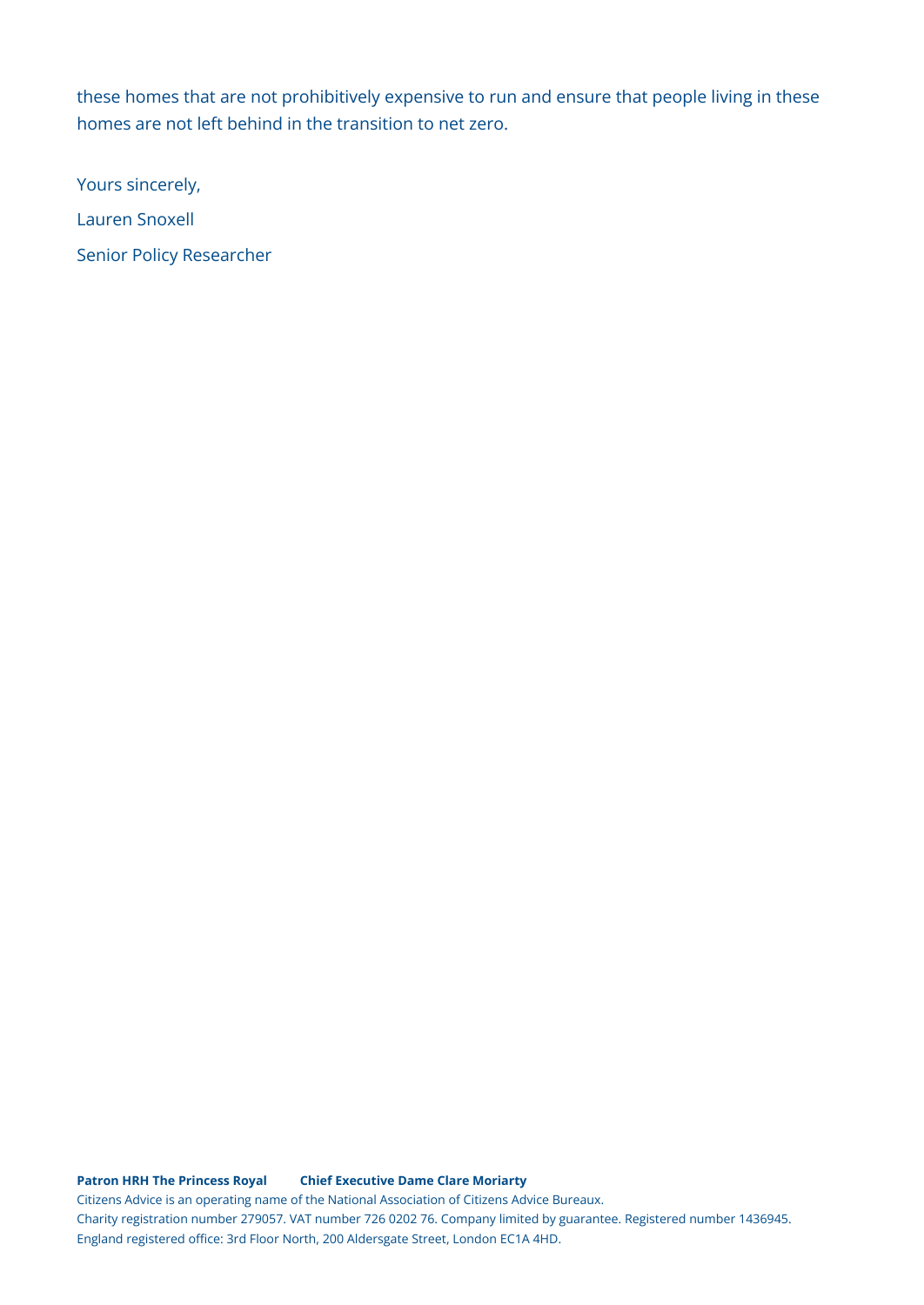these homes that are not prohibitively expensive to run and ensure that people living in these homes are not left behind in the transition to net zero.

Yours sincerely,

Lauren Snoxell

Senior Policy Researcher

**Patron HRH The Princess Royal** **Chief Executive Dame Clare Moriarty**

Citizens Advice is an operating name of the National Association of Citizens Advice Bureaux.
Charity registration number 279057. VAT number 726 0202 76. Company limited by guarantee. Registered number 1436945.
England registered office: 3rd Floor North, 200 Aldersgate Street, London EC1A 4HD.